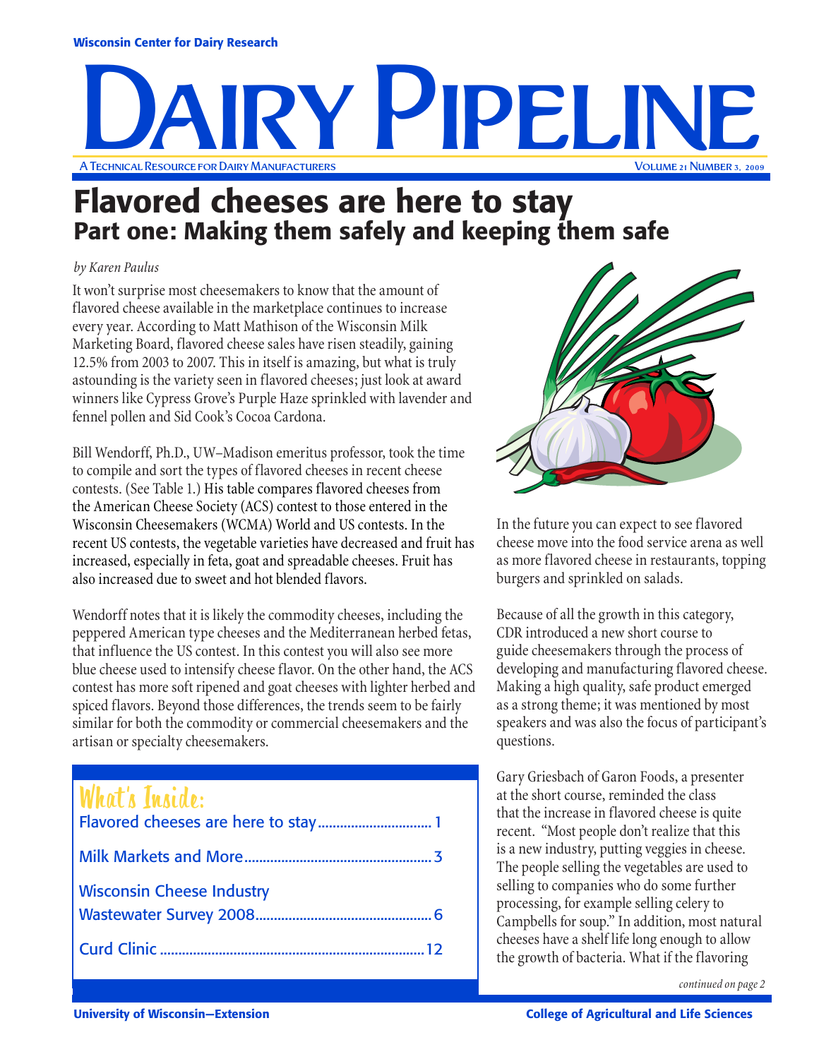Wisconsin Center for Dairy Research

# Dairy Pipeline

A Technical Resource for Dairy Manufacturers

Volume 21 Number 3, 2009

# Flavored cheeses are here to stay

## Part one: Making them safely and keeping them safe

*by Karen Paulus*

It won't surprise most cheesemakers to know that the amount of flavored cheese available in the marketplace continues to increase every year. According to Matt Mathison of the Wisconsin Milk Marketing Board, flavored cheese sales have risen steadily, gaining 12.5% from 2003 to 2007. This in itself is amazing, but what is truly astounding is the variety seen in flavored cheeses; just look at award winners like Cypress Grove's Purple Haze sprinkled with lavender and fennel pollen and Sid Cook's Cocoa Cardona.

Bill Wendorff, Ph.D., UW–Madison emeritus professor, took the time to compile and sort the types of flavored cheeses in recent cheese contests. (See Table 1.) His table compares flavored cheeses from the American Cheese Society (ACS) contest to those entered in the Wisconsin Cheesemakers (WCMA) World and US contests. In the recent US contests, the vegetable varieties have decreased and fruit has increased, especially in feta, goat and spreadable cheeses. Fruit has also increased due to sweet and hot blended flavors.

Wendorff notes that it is likely the commodity cheeses, including the peppered American type cheeses and the Mediterranean herbed fetas, that influence the US contest. In this contest you will also see more blue cheese used to intensify cheese flavor. On the other hand, the ACS contest has more soft ripened and goat cheeses with lighter herbed and spiced flavors. Beyond those differences, the trends seem to be fairly similar for both the commodity or commercial cheesemakers and the artisan or specialty cheesemakers.

In the future you can expect to see flavored cheese move into the food service arena as well as more flavored cheese in restaurants, topping burgers and sprinkled on salads.

Because of all the growth in this category, CDR introduced a new short course to guide cheesemakers through the process of developing and manufacturing flavored cheese. Making a high quality, safe product emerged as a strong theme; it was mentioned by most speakers and was also the focus of participant's questions.

Gary Griesbach of Garon Foods, a presenter at the short course, reminded the class that the increase in flavored cheese is quite recent. "Most people don't realize that this is a new industry, putting veggies in cheese. The people selling the vegetables are used to selling to companies who do some further processing, for example selling celery to Campbells for soup." In addition, most natural cheeses have a shelf life long enough to allow the growth of bacteria. What if the flavoring

*continued on page 2*

### What's Inside:

- Flavored cheeses are here to stay ............ 1
- Milk Markets and More ............ 3
- Wisconsin Cheese Industry Wastewater Survey 2008 ............ 6
- Curd Clinic ............ 12

University of Wisconsin—Extension | College of Agricultural and Life Sciences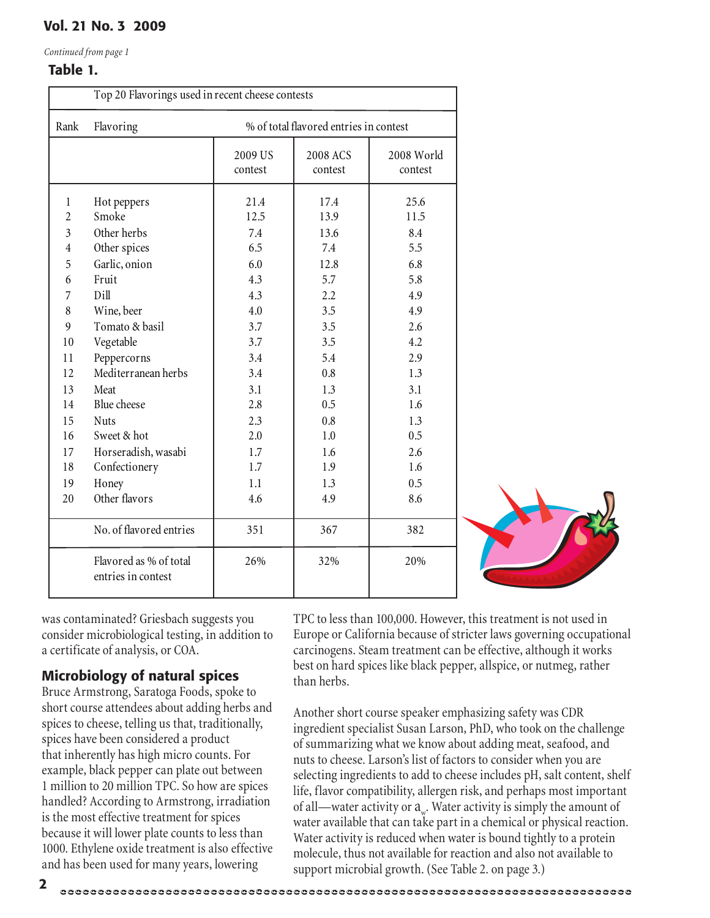*Continued from page 1*

**Table 1.**

| Top 20 Flavorings used in recent cheese contests | | | | |
|---|---|---|---|---|
| Rank | Flavoring | % of total flavored entries in contest | | |
| | | 2009 US contest | 2008 ACS contest | 2008 World contest |
| 1 | Hot peppers | 21.4 | 17.4 | 25.6 |
| 2 | Smoke | 12.5 | 13.9 | 11.5 |
| 3 | Other herbs | 7.4 | 13.6 | 8.4 |
| 4 | Other spices | 6.5 | 7.4 | 5.5 |
| 5 | Garlic, onion | 6.0 | 12.8 | 6.8 |
| 6 | Fruit | 4.3 | 5.7 | 5.8 |
| 7 | Dill | 4.3 | 2.2 | 4.9 |
| 8 | Wine, beer | 4.0 | 3.5 | 4.9 |
| 9 | Tomato & basil | 3.7 | 3.5 | 2.6 |
| 10 | Vegetable | 3.7 | 3.5 | 4.2 |
| 11 | Peppercorns | 3.4 | 5.4 | 2.9 |
| 12 | Mediterranean herbs | 3.4 | 0.8 | 1.3 |
| 13 | Meat | 3.1 | 1.3 | 3.1 |
| 14 | Blue cheese | 2.8 | 0.5 | 1.6 |
| 15 | Nuts | 2.3 | 0.8 | 1.3 |
| 16 | Sweet & hot | 2.0 | 1.0 | 0.5 |
| 17 | Horseradish, wasabi | 1.7 | 1.6 | 2.6 |
| 18 | Confectionery | 1.7 | 1.9 | 1.6 |
| 19 | Honey | 1.1 | 1.3 | 0.5 |
| 20 | Other flavors | 4.6 | 4.9 | 8.6 |
| | No. of flavored entries | 351 | 367 | 382 |
| | Flavored as % of total entries in contest | 26% | 32% | 20% |

was contaminated? Griesbach suggests you consider microbiological testing, in addition to a certificate of analysis, or COA.

## Microbiology of natural spices

Bruce Armstrong, Saratoga Foods, spoke to short course attendees about adding herbs and spices to cheese, telling us that, traditionally, spices have been considered a product that inherently has high micro counts. For example, black pepper can plate out between 1 million to 20 million TPC. So how are spices handled? According to Armstrong, irradiation is the most effective treatment for spices because it will lower plate counts to less than 1000. Ethylene oxide treatment is also effective and has been used for many years, lowering TPC to less than 100,000. However, this treatment is not used in Europe or California because of stricter laws governing occupational carcinogens. Steam treatment can be effective, although it works best on hard spices like black pepper, allspice, or nutmeg, rather than herbs.

Another short course speaker emphasizing safety was CDR ingredient specialist Susan Larson, PhD, who took on the challenge of summarizing what we know about adding meat, seafood, and nuts to cheese. Larson's list of factors to consider when you are selecting ingredients to add to cheese includes pH, salt content, shelf life, flavor compatibility, allergen risk, and perhaps most important of all—water activity or $a_w$. Water activity is simply the amount of water available that can take part in a chemical or physical reaction. Water activity is reduced when water is bound tightly to a protein molecule, thus not available for reaction and also not available to support microbial growth. (See Table 2. on page 3.)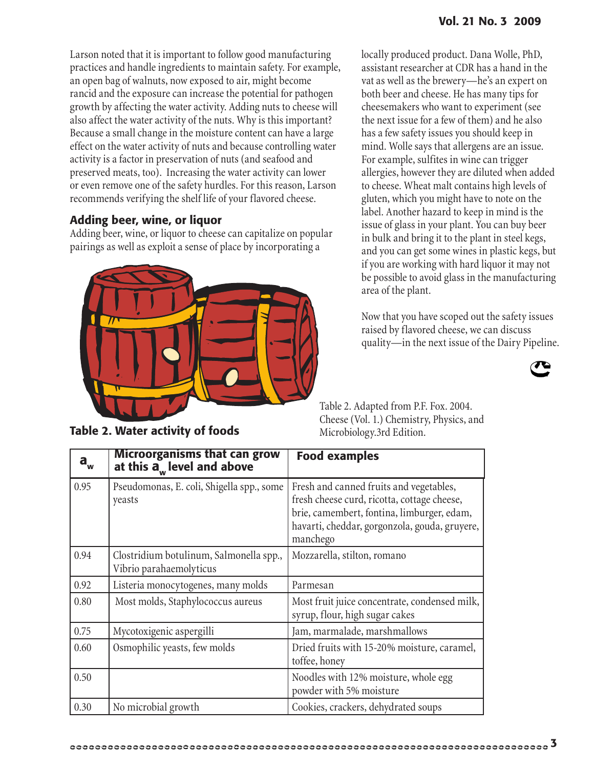Larson noted that it is important to follow good manufacturing practices and handle ingredients to maintain safety. For example, an open bag of walnuts, now exposed to air, might become rancid and the exposure can increase the potential for pathogen growth by affecting the water activity. Adding nuts to cheese will also affect the water activity of the nuts. Why is this important? Because a small change in the moisture content can have a large effect on the water activity of nuts and because controlling water activity is a factor in preservation of nuts (and seafood and preserved meats, too). Increasing the water activity can lower or even remove one of the safety hurdles. For this reason, Larson recommends verifying the shelf life of your flavored cheese.

## Adding beer, wine, or liquor

Adding beer, wine, or liquor to cheese can capitalize on popular pairings as well as exploit a sense of place by incorporating a locally produced product. Dana Wolle, PhD, assistant researcher at CDR has a hand in the vat as well as the brewery—he's an expert on both beer and cheese. He has many tips for cheesemakers who want to experiment (see the next issue for a few of them) and he also has a few safety issues you should keep in mind. Wolle says that allergens are an issue. For example, sulfites in wine can trigger allergies, however they are diluted when added to cheese. Wheat malt contains high levels of gluten, which you might have to note on the label. Another hazard to keep in mind is the issue of glass in your plant. You can buy beer in bulk and bring it to the plant in steel kegs, and you can get some wines in plastic kegs, but if you are working with hard liquor it may not be possible to avoid glass in the manufacturing area of the plant.

Now that you have scoped out the safety issues raised by flavored cheese, we can discuss quality—in the next issue of the Dairy Pipeline.

**Table 2. Water activity of foods**

| $a_w$ | Microorganisms that can grow at this $a_w$ level and above | Food examples |
|---|---|---|
| 0.95 | Pseudomonas, E. coli, Shigella spp., some yeasts | Fresh and canned fruits and vegetables, fresh cheese curd, ricotta, cottage cheese, brie, camembert, fontina, limburger, edam, havarti, cheddar, gorgonzola, gouda, gruyere, manchego |
| 0.94 | Clostridium botulinum, Salmonella spp., Vibrio parahaemolyticus | Mozzarella, stilton, romano |
| 0.92 | Listeria monocytogenes, many molds | Parmesan |
| 0.80 | Most molds, Staphylococcus aureus | Most fruit juice concentrate, condensed milk, syrup, flour, high sugar cakes |
| 0.75 | Mycotoxigenic aspergilli | Jam, marmalade, marshmallows |
| 0.60 | Osmophilic yeasts, few molds | Dried fruits with 15-20% moisture, caramel, toffee, honey |
| 0.50 | | Noodles with 12% moisture, whole egg powder with 5% moisture |
| 0.30 | No microbial growth | Cookies, crackers, dehydrated soups |

Table 2. Adapted from P.F. Fox. 2004. Cheese (Vol. 1.) Chemistry, Physics, and Microbiology.3rd Edition.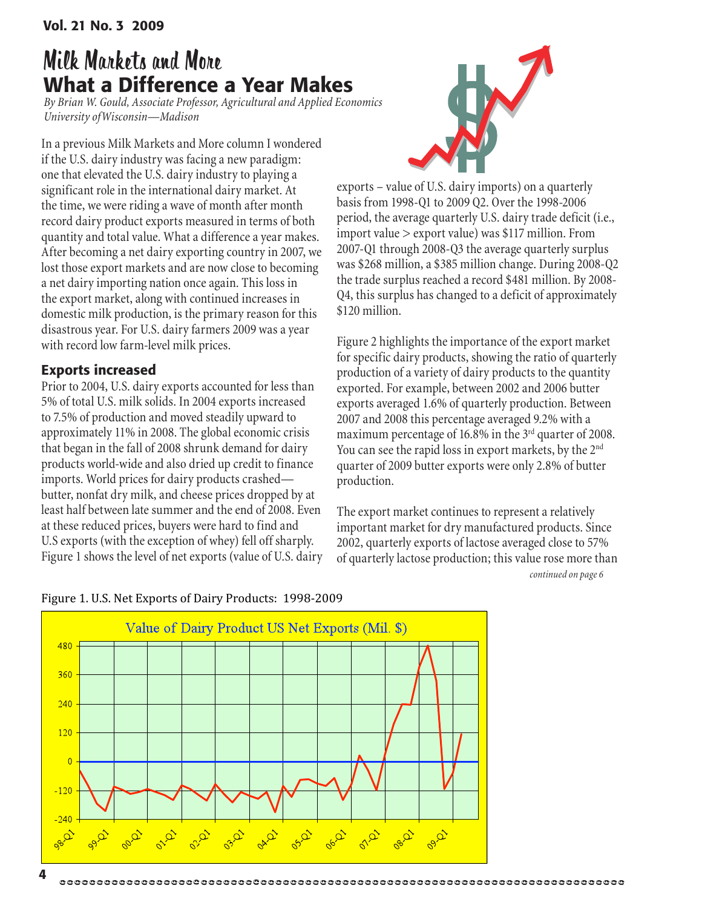Vol. 21 No. 3 2009

# Milk Markets and More

## What a Difference a Year Makes

*By Brian W. Gould, Associate Professor, Agricultural and Applied Economics University of Wisconsin—Madison*

In a previous Milk Markets and More column I wondered if the U.S. dairy industry was facing a new paradigm: one that elevated the U.S. dairy industry to playing a significant role in the international dairy market. At the time, we were riding a wave of month after month record dairy product exports measured in terms of both quantity and total value. What a difference a year makes. After becoming a net dairy exporting country in 2007, we lost those export markets and are now close to becoming a net dairy importing nation once again. This loss in the export market, along with continued increases in domestic milk production, is the primary reason for this disastrous year. For U.S. dairy farmers 2009 was a year with record low farm-level milk prices.

### Exports increased

Prior to 2004, U.S. dairy exports accounted for less than 5% of total U.S. milk solids. In 2004 exports increased to 7.5% of production and moved steadily upward to approximately 11% in 2008. The global economic crisis that began in the fall of 2008 shrunk demand for dairy products world-wide and also dried up credit to finance imports. World prices for dairy products crashed—butter, nonfat dry milk, and cheese prices dropped by at least half between late summer and the end of 2008. Even at these reduced prices, buyers were hard to find and U.S exports (with the exception of whey) fell off sharply. Figure 1 shows the level of net exports (value of U.S. dairy exports – value of U.S. dairy imports) on a quarterly basis from 1998-Q1 to 2009 Q2. Over the 1998-2006 period, the average quarterly U.S. dairy trade deficit (i.e., import value > export value) was $117 million. From 2007-Q1 through 2008-Q3 the average quarterly surplus was $268 million, a $385 million change. During 2008-Q2 the trade surplus reached a record $481 million. By 2008-Q4, this surplus has changed to a deficit of approximately $120 million.

Figure 2 highlights the importance of the export market for specific dairy products, showing the ratio of quarterly production of a variety of dairy products to the quantity exported. For example, between 2002 and 2006 butter exports averaged 1.6% of quarterly production. Between 2007 and 2008 this percentage averaged 9.2% with a maximum percentage of 16.8% in the 3rd quarter of 2008. You can see the rapid loss in export markets, by the 2nd quarter of 2009 butter exports were only 2.8% of butter production.

The export market continues to represent a relatively important market for dry manufactured products. Since 2002, quarterly exports of lactose averaged close to 57% of quarterly lactose production; this value rose more than

*continued on page 6*

Figure 1. U.S. Net Exports of Dairy Products: 1998-2009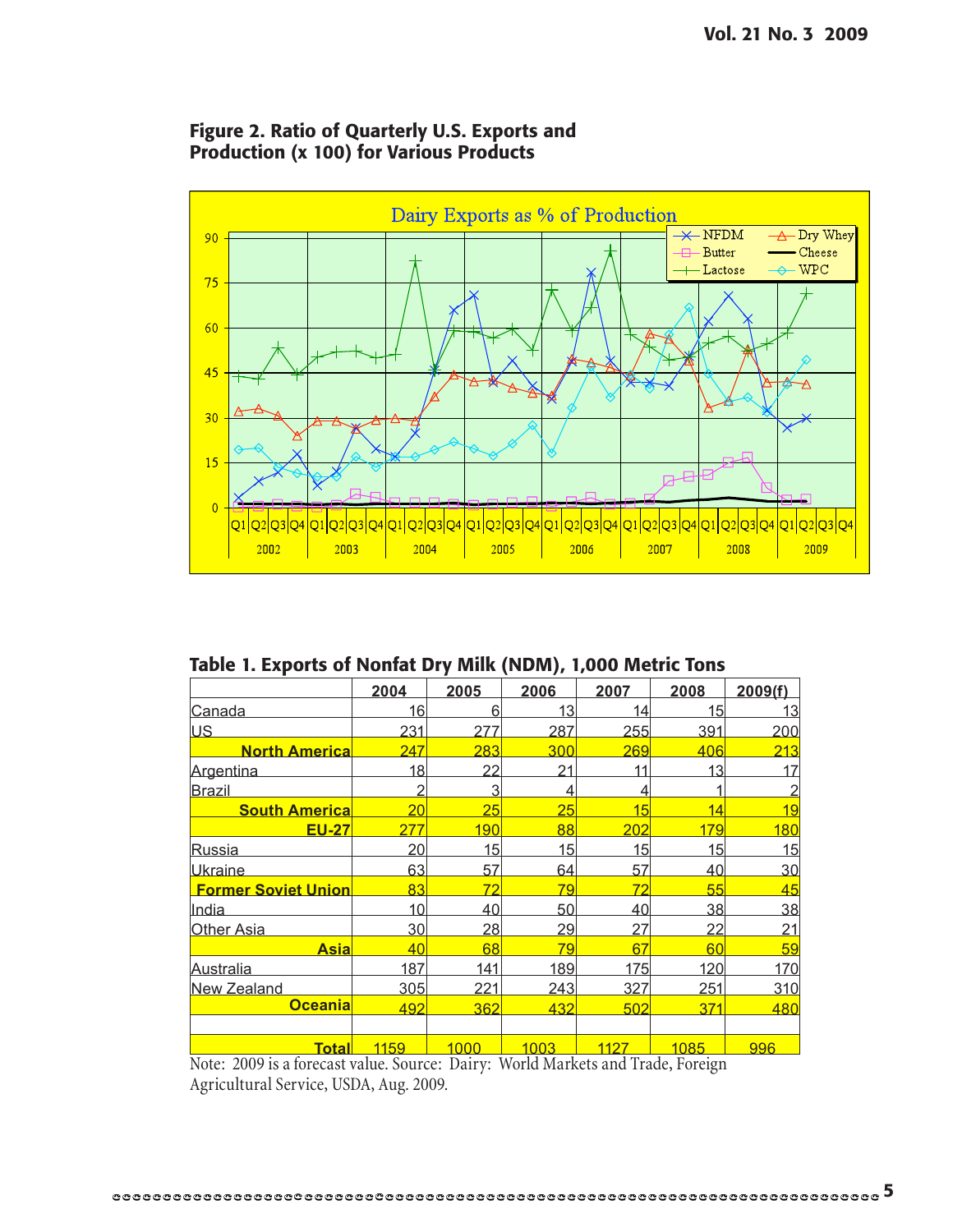**Figure 2. Ratio of Quarterly U.S. Exports and Production (x 100) for Various Products**

**Table 1. Exports of Nonfat Dry Milk (NDM), 1,000 Metric Tons**

| | 2004 | 2005 | 2006 | 2007 | 2008 | 2009(f) |
|---|---|---|---|---|---|---|
| Canada | 16 | 6 | 13 | 14 | 15 | 13 |
| US | 231 | 277 | 287 | 255 | 391 | 200 |
| **North America** | 247 | 283 | 300 | 269 | 406 | 213 |
| Argentina | 18 | 22 | 21 | 11 | 13 | 17 |
| Brazil | 2 | 3 | 4 | 4 | 1 | 2 |
| **South America** | 20 | 25 | 25 | 15 | 14 | 19 |
| **EU-27** | 277 | 190 | 88 | 202 | 179 | 180 |
| Russia | 20 | 15 | 15 | 15 | 15 | 15 |
| Ukraine | 63 | 57 | 64 | 57 | 40 | 30 |
| **Former Soviet Union** | 83 | 72 | 79 | 72 | 55 | 45 |
| India | 10 | 40 | 50 | 40 | 38 | 38 |
| Other Asia | 30 | 28 | 29 | 27 | 22 | 21 |
| **Asia** | 40 | 68 | 79 | 67 | 60 | 59 |
| Australia | 187 | 141 | 189 | 175 | 120 | 170 |
| New Zealand | 305 | 221 | 243 | 327 | 251 | 310 |
| **Oceania** | 492 | 362 | 432 | 502 | 371 | 480 |
| | | | | | | |
| **Total** | 1159 | 1000 | 1003 | 1127 | 1085 | 996 |

Note: 2009 is a forecast value. Source: Dairy: World Markets and Trade, Foreign Agricultural Service, USDA, Aug. 2009.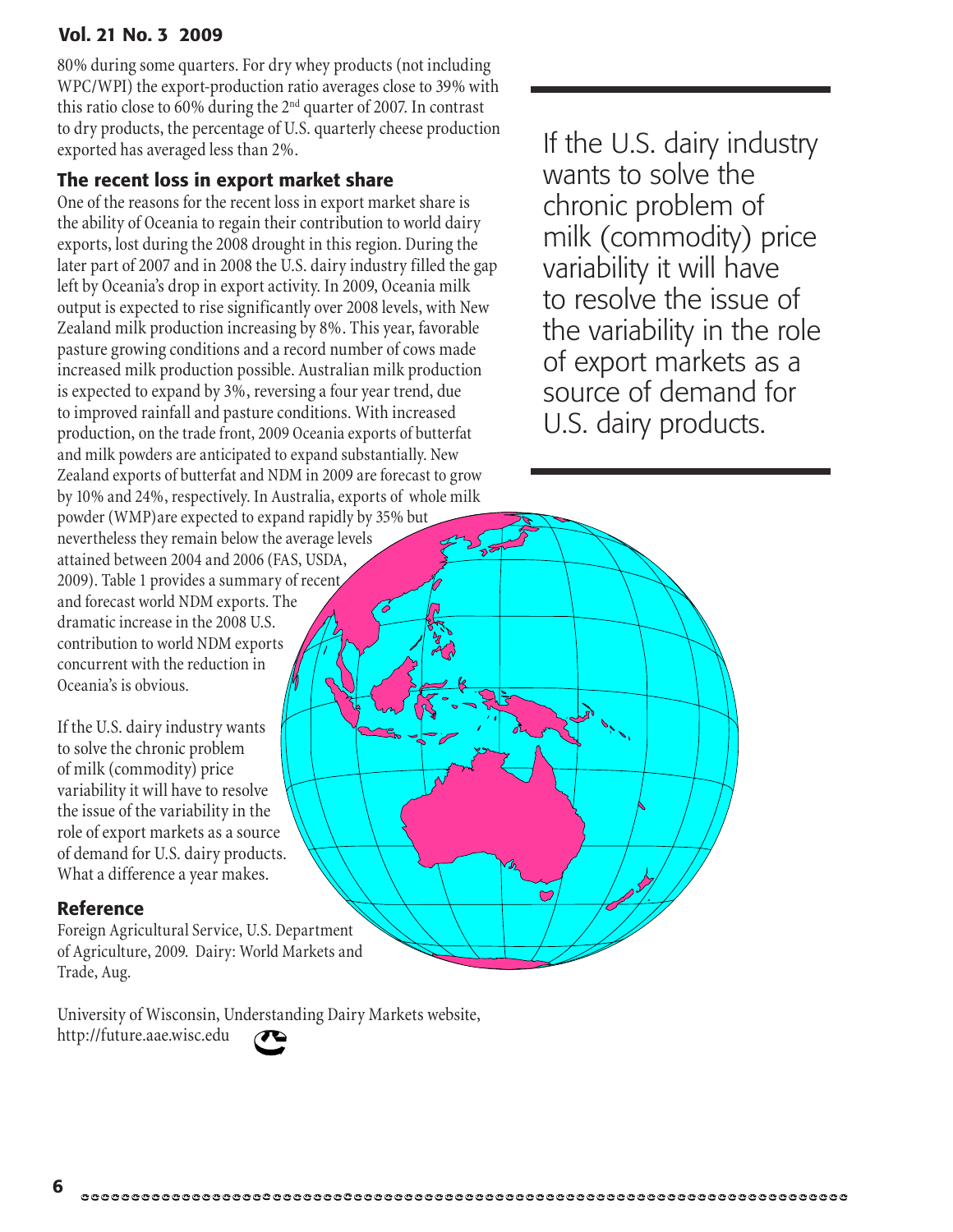80% during some quarters. For dry whey products (not including WPC/WPI) the export-production ratio averages close to 39% with this ratio close to 60% during the 2nd quarter of 2007. In contrast to dry products, the percentage of U.S. quarterly cheese production exported has averaged less than 2%.

## The recent loss in export market share

One of the reasons for the recent loss in export market share is the ability of Oceania to regain their contribution to world dairy exports, lost during the 2008 drought in this region. During the later part of 2007 and in 2008 the U.S. dairy industry filled the gap left by Oceania's drop in export activity. In 2009, Oceania milk output is expected to rise significantly over 2008 levels, with New Zealand milk production increasing by 8%. This year, favorable pasture growing conditions and a record number of cows made increased milk production possible. Australian milk production is expected to expand by 3%, reversing a four year trend, due to improved rainfall and pasture conditions. With increased production, on the trade front, 2009 Oceania exports of butterfat and milk powders are anticipated to expand substantially. New Zealand exports of butterfat and NDM in 2009 are forecast to grow by 10% and 24%, respectively. In Australia, exports of whole milk powder (WMP)are expected to expand rapidly by 35% but nevertheless they remain below the average levels attained between 2004 and 2006 (FAS, USDA, 2009). Table 1 provides a summary of recent and forecast world NDM exports. The dramatic increase in the 2008 U.S. contribution to world NDM exports concurrent with the reduction in Oceania's is obvious.

If the U.S. dairy industry wants to solve the chronic problem of milk (commodity) price variability it will have to resolve the issue of the variability in the role of export markets as a source of demand for U.S. dairy products. What a difference a year makes.

> If the U.S. dairy industry wants to solve the chronic problem of milk (commodity) price variability it will have to resolve the issue of the variability in the role of export markets as a source of demand for U.S. dairy products.

## Reference

Foreign Agricultural Service, U.S. Department of Agriculture, 2009. Dairy: World Markets and Trade, Aug.

University of Wisconsin, Understanding Dairy Markets website, http://future.aae.wisc.edu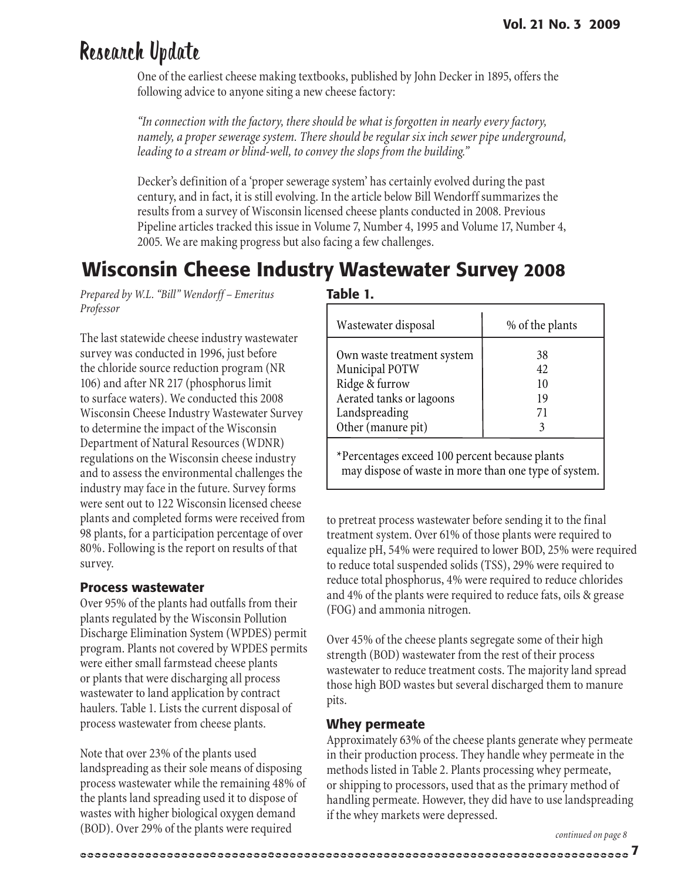# Research Update

One of the earliest cheese making textbooks, published by John Decker in 1895, offers the following advice to anyone siting a new cheese factory:

*"In connection with the factory, there should be what is forgotten in nearly every factory, namely, a proper sewerage system. There should be regular six inch sewer pipe underground, leading to a stream or blind-well, to convey the slops from the building."*

Decker's definition of a 'proper sewerage system' has certainly evolved during the past century, and in fact, it is still evolving. In the article below Bill Wendorff summarizes the results from a survey of Wisconsin licensed cheese plants conducted in 2008. Previous Pipeline articles tracked this issue in Volume 7, Number 4, 1995 and Volume 17, Number 4, 2005. We are making progress but also facing a few challenges.

## Wisconsin Cheese Industry Wastewater Survey 2008

*Prepared by W.L. "Bill" Wendorff – Emeritus Professor*

The last statewide cheese industry wastewater survey was conducted in 1996, just before the chloride source reduction program (NR 106) and after NR 217 (phosphorus limit to surface waters). We conducted this 2008 Wisconsin Cheese Industry Wastewater Survey to determine the impact of the Wisconsin Department of Natural Resources (WDNR) regulations on the Wisconsin cheese industry and to assess the environmental challenges the industry may face in the future. Survey forms were sent out to 122 Wisconsin licensed cheese plants and completed forms were received from 98 plants, for a participation percentage of over 80%. Following is the report on results of that survey.

### Process wastewater

Over 95% of the plants had outfalls from their plants regulated by the Wisconsin Pollution Discharge Elimination System (WPDES) permit program. Plants not covered by WPDES permits were either small farmstead cheese plants or plants that were discharging all process wastewater to land application by contract haulers. Table 1. Lists the current disposal of process wastewater from cheese plants.

**Table 1.**

| Wastewater disposal | % of the plants |
|---|---|
| Own waste treatment system | 38 |
| Municipal POTW | 42 |
| Ridge & furrow | 10 |
| Aerated tanks or lagoons | 19 |
| Landspreading | 71 |
| Other (manure pit) | 3 |

*Percentages exceed 100 percent because plants may dispose of waste in more than one type of system.

Note that over 23% of the plants used landspreading as their sole means of disposing process wastewater while the remaining 48% of the plants land spreading used it to dispose of wastes with higher biological oxygen demand (BOD). Over 29% of the plants were required to pretreat process wastewater before sending it to the final treatment system. Over 61% of those plants were required to equalize pH, 54% were required to lower BOD, 25% were required to reduce total suspended solids (TSS), 29% were required to reduce total phosphorus, 4% were required to reduce chlorides and 4% of the plants were required to reduce fats, oils & grease (FOG) and ammonia nitrogen.

Over 45% of the cheese plants segregate some of their high strength (BOD) wastewater from the rest of their process wastewater to reduce treatment costs. The majority land spread those high BOD wastes but several discharged them to manure pits.

### Whey permeate

Approximately 63% of the cheese plants generate whey permeate in their production process. They handle whey permeate in the methods listed in Table 2. Plants processing whey permeate, or shipping to processors, used that as the primary method of handling permeate. However, they did have to use landspreading if the whey markets were depressed.

*continued on page 8*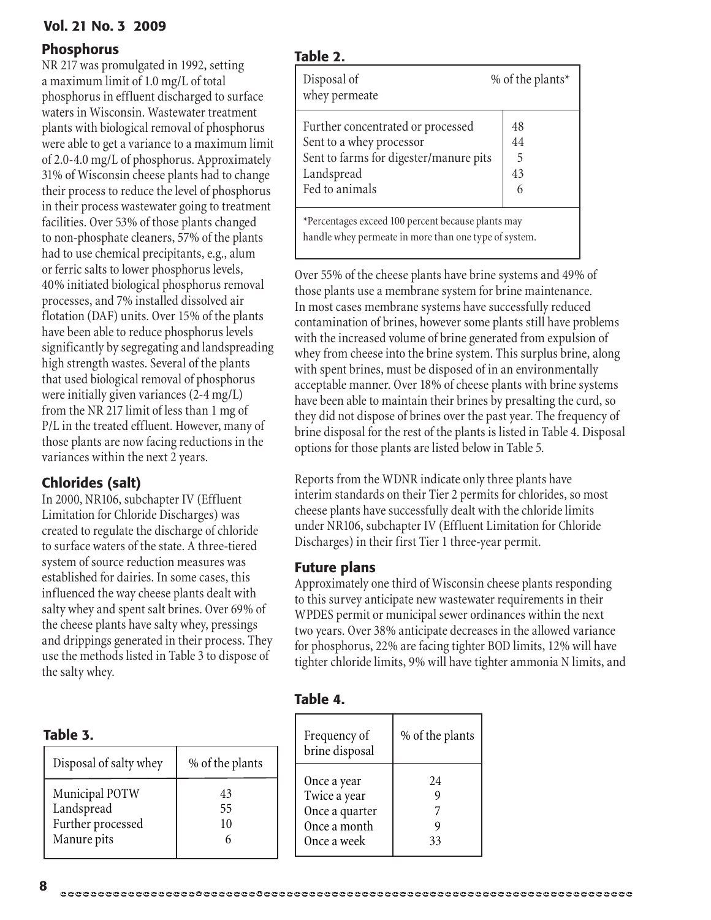## Phosphorus

NR 217 was promulgated in 1992, setting a maximum limit of 1.0 mg/L of total phosphorus in effluent discharged to surface waters in Wisconsin. Wastewater treatment plants with biological removal of phosphorus were able to get a variance to a maximum limit of 2.0-4.0 mg/L of phosphorus. Approximately 31% of Wisconsin cheese plants had to change their process to reduce the level of phosphorus in their process wastewater going to treatment facilities. Over 53% of those plants changed to non-phosphate cleaners, 57% of the plants had to use chemical precipitants, e.g., alum or ferric salts to lower phosphorus levels, 40% initiated biological phosphorus removal processes, and 7% installed dissolved air flotation (DAF) units. Over 15% of the plants have been able to reduce phosphorus levels significantly by segregating and landspreading high strength wastes. Several of the plants that used biological removal of phosphorus were initially given variances (2-4 mg/L) from the NR 217 limit of less than 1 mg of P/L in the treated effluent. However, many of those plants are now facing reductions in the variances within the next 2 years.

## Chlorides (salt)

In 2000, NR106, subchapter IV (Effluent Limitation for Chloride Discharges) was created to regulate the discharge of chloride to surface waters of the state. A three-tiered system of source reduction measures was established for dairies. In some cases, this influenced the way cheese plants dealt with salty whey and spent salt brines. Over 69% of the cheese plants have salty whey, pressings and drippings generated in their process. They use the methods listed in Table 3 to dispose of the salty whey.

**Table 2.**

| Disposal of whey permeate | % of the plants* |
|---|---|
| Further concentrated or processed | 48 |
| Sent to a whey processor | 44 |
| Sent to farms for digester/manure pits | 5 |
| Landspread | 43 |
| Fed to animals | 6 |

*Percentages exceed 100 percent because plants may handle whey permeate in more than one type of system.

Over 55% of the cheese plants have brine systems and 49% of those plants use a membrane system for brine maintenance. In most cases membrane systems have successfully reduced contamination of brines, however some plants still have problems with the increased volume of brine generated from expulsion of whey from cheese into the brine system. This surplus brine, along with spent brines, must be disposed of in an environmentally acceptable manner. Over 18% of cheese plants with brine systems have been able to maintain their brines by presalting the curd, so they did not dispose of brines over the past year. The frequency of brine disposal for the rest of the plants is listed in Table 4. Disposal options for those plants are listed below in Table 5.

Reports from the WDNR indicate only three plants have interim standards on their Tier 2 permits for chlorides, so most cheese plants have successfully dealt with the chloride limits under NR106, subchapter IV (Effluent Limitation for Chloride Discharges) in their first Tier 1 three-year permit.

## Future plans

Approximately one third of Wisconsin cheese plants responding to this survey anticipate new wastewater requirements in their WPDES permit or municipal sewer ordinances within the next two years. Over 38% anticipate decreases in the allowed variance for phosphorus, 22% are facing tighter BOD limits, 12% will have tighter chloride limits, 9% will have tighter ammonia N limits, and

**Table 3.**

| Disposal of salty whey | % of the plants |
|---|---|
| Municipal POTW | 43 |
| Landspread | 55 |
| Further processed | 10 |
| Manure pits | 6 |

**Table 4.**

| Frequency of brine disposal | % of the plants |
|---|---|
| Once a year | 24 |
| Twice a year | 9 |
| Once a quarter | 7 |
| Once a month | 9 |
| Once a week | 33 |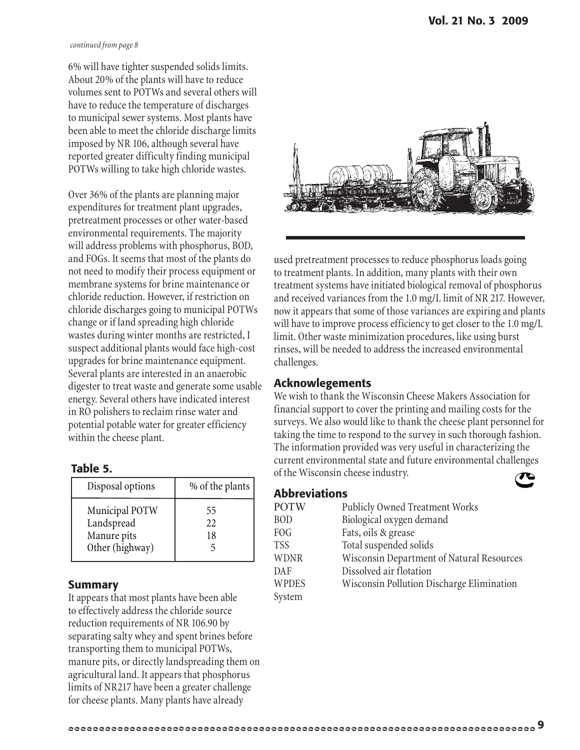*continued from page 8*

6% will have tighter suspended solids limits. About 20% of the plants will have to reduce volumes sent to POTWs and several others will have to reduce the temperature of discharges to municipal sewer systems. Most plants have been able to meet the chloride discharge limits imposed by NR 106, although several have reported greater difficulty finding municipal POTWs willing to take high chloride wastes.

Over 36% of the plants are planning major expenditures for treatment plant upgrades, pretreatment processes or other water-based environmental requirements. The majority will address problems with phosphorus, BOD, and FOGs. It seems that most of the plants do not need to modify their process equipment or membrane systems for brine maintenance or chloride reduction. However, if restriction on chloride discharges going to municipal POTWs change or if land spreading high chloride wastes during winter months are restricted, I suspect additional plants would face high-cost upgrades for brine maintenance equipment. Several plants are interested in an anaerobic digester to treat waste and generate some usable energy. Several others have indicated interest in RO polishers to reclaim rinse water and potential potable water for greater efficiency within the cheese plant.

**Table 5.**

| Disposal options | % of the plants |
|---|---|
| Municipal POTW | 55 |
| Landspread | 22 |
| Manure pits | 18 |
| Other (highway) | 5 |

## Summary

It appears that most plants have been able to effectively address the chloride source reduction requirements of NR 106.90 by separating salty whey and spent brines before transporting them to municipal POTWs, manure pits, or directly landspreading them on agricultural land. It appears that phosphorus limits of NR217 have been a greater challenge for cheese plants. Many plants have already used pretreatment processes to reduce phosphorus loads going to treatment plants. In addition, many plants with their own treatment systems have initiated biological removal of phosphorus and received variances from the 1.0 mg/L limit of NR 217. However, now it appears that some of those variances are expiring and plants will have to improve process efficiency to get closer to the 1.0 mg/L limit. Other waste minimization procedures, like using burst rinses, will be needed to address the increased environmental challenges.

## Acknowlegements

We wish to thank the Wisconsin Cheese Makers Association for financial support to cover the printing and mailing costs for the surveys. We also would like to thank the cheese plant personnel for taking the time to respond to the survey in such thorough fashion. The information provided was very useful in characterizing the current environmental state and future environmental challenges of the Wisconsin cheese industry.

## Abbreviations

| | |
|---|---|
| POTW | Publicly Owned Treatment Works |
| BOD | Biological oxygen demand |
| FOG | Fats, oils & grease |
| TSS | Total suspended solids |
| WDNR | Wisconsin Department of Natural Resources |
| DAF | Dissolved air flotation |
| WPDES | Wisconsin Pollution Discharge Elimination System |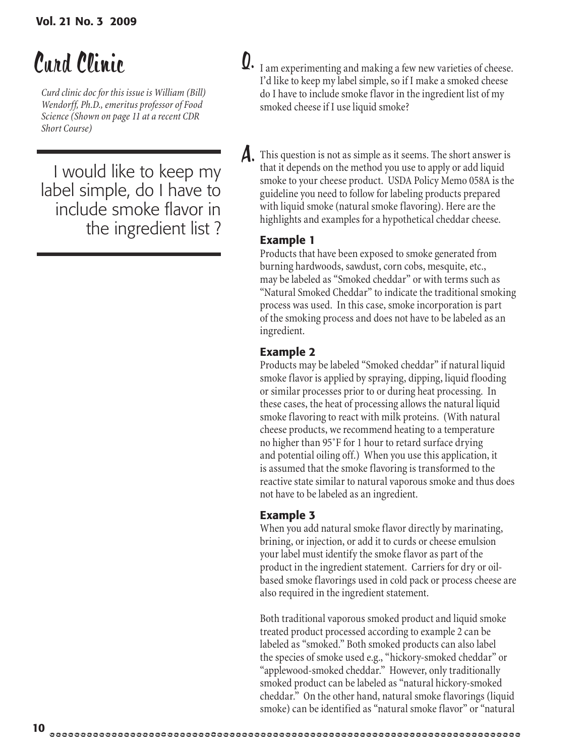# Curd Clinic

*Curd clinic doc for this issue is William (Bill) Wendorff, Ph.D., emeritus professor of Food Science (Shown on page 11 at a recent CDR Short Course)*

> I would like to keep my label simple, do I have to include smoke flavor in the ingredient list ?

**Q.** I am experimenting and making a few new varieties of cheese. I'd like to keep my label simple, so if I make a smoked cheese do I have to include smoke flavor in the ingredient list of my smoked cheese if I use liquid smoke?

**A.** This question is not as simple as it seems. The short answer is that it depends on the method you use to apply or add liquid smoke to your cheese product. USDA Policy Memo 058A is the guideline you need to follow for labeling products prepared with liquid smoke (natural smoke flavoring). Here are the highlights and examples for a hypothetical cheddar cheese.

### Example 1

Products that have been exposed to smoke generated from burning hardwoods, sawdust, corn cobs, mesquite, etc., may be labeled as "Smoked cheddar" or with terms such as "Natural Smoked Cheddar" to indicate the traditional smoking process was used. In this case, smoke incorporation is part of the smoking process and does not have to be labeled as an ingredient.

### Example 2

Products may be labeled "Smoked cheddar" if natural liquid smoke flavor is applied by spraying, dipping, liquid flooding or similar processes prior to or during heat processing. In these cases, the heat of processing allows the natural liquid smoke flavoring to react with milk proteins. (With natural cheese products, we recommend heating to a temperature no higher than 95˚F for 1 hour to retard surface drying and potential oiling off.) When you use this application, it is assumed that the smoke flavoring is transformed to the reactive state similar to natural vaporous smoke and thus does not have to be labeled as an ingredient.

### Example 3

When you add natural smoke flavor directly by marinating, brining, or injection, or add it to curds or cheese emulsion your label must identify the smoke flavor as part of the product in the ingredient statement. Carriers for dry or oil-based smoke flavorings used in cold pack or process cheese are also required in the ingredient statement.

Both traditional vaporous smoked product and liquid smoke treated product processed according to example 2 can be labeled as "smoked." Both smoked products can also label the species of smoke used e.g., "hickory-smoked cheddar" or "applewood-smoked cheddar." However, only traditionally smoked product can be labeled as "natural hickory-smoked cheddar." On the other hand, natural smoke flavorings (liquid smoke) can be identified as "natural smoke flavor" or "natural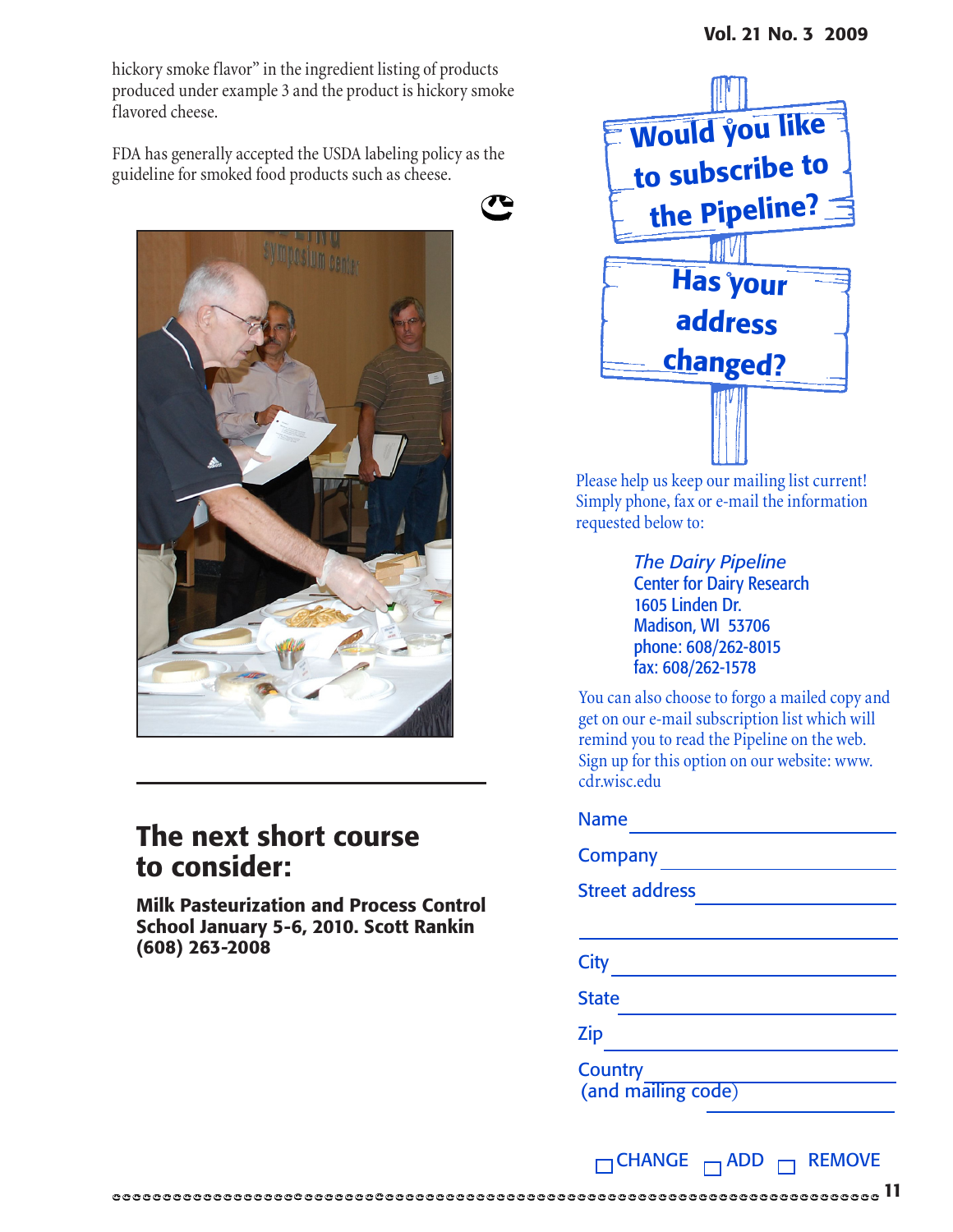hickory smoke flavor" in the ingredient listing of products produced under example 3 and the product is hickory smoke flavored cheese.

FDA has generally accepted the USDA labeling policy as the guideline for smoked food products such as cheese.

## The next short course to consider:

**Milk Pasteurization and Process Control School January 5-6, 2010. Scott Rankin (608) 263-2008**

## Would you like to subscribe to the Pipeline?

## Has your address changed?

Please help us keep our mailing list current! Simply phone, fax or e-mail the information requested below to:

*The Dairy Pipeline*
Center for Dairy Research
1605 Linden Dr.
Madison, WI 53706
phone: 608/262-8015
fax: 608/262-1578

You can also choose to forgo a mailed copy and get on our e-mail subscription list which will remind you to read the Pipeline on the web. Sign up for this option on our website: www.cdr.wisc.edu

Name ______________________

Company ______________________

Street address ______________________

______________________

City ______________________

State ______________________

Zip ______________________

Country (and mailing code) ______________________

☐ CHANGE ☐ ADD ☐ REMOVE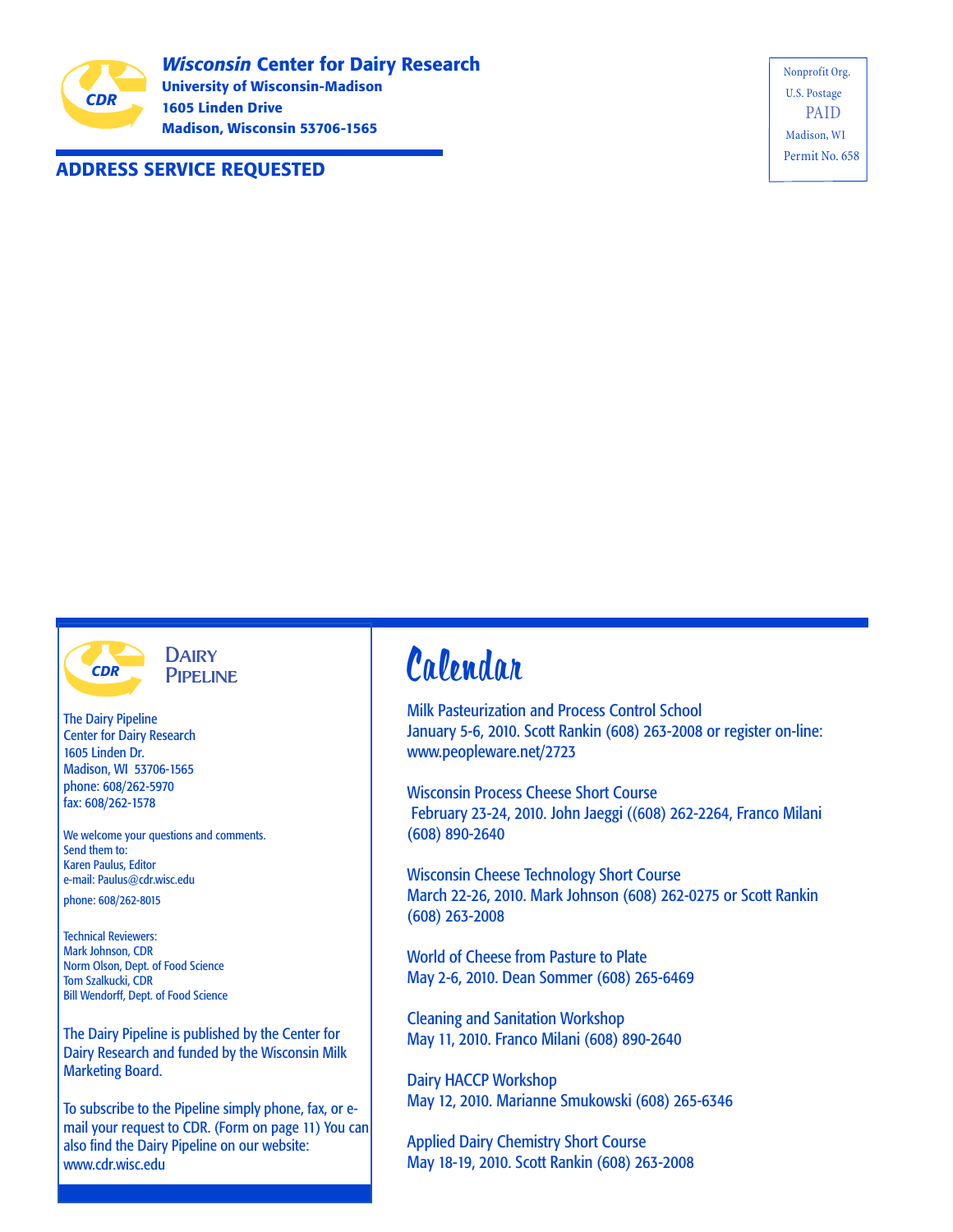**Wisconsin Center for Dairy Research**
**University of Wisconsin-Madison**
**1605 Linden Drive**
**Madison, Wisconsin 53706-1565**

**ADDRESS SERVICE REQUESTED**

Nonprofit Org.
U.S. Postage
PAID
Madison, WI
Permit No. 658

DAIRY PIPELINE

The Dairy Pipeline
Center for Dairy Research
1605 Linden Dr.
Madison, WI 53706-1565
phone: 608/262-5970
fax: 608/262-1578

We welcome your questions and comments.
Send them to:
Karen Paulus, Editor
e-mail: Paulus@cdr.wisc.edu
phone: 608/262-8015

Technical Reviewers:
Mark Johnson, CDR
Norm Olson, Dept. of Food Science
Tom Szalkucki, CDR
Bill Wendorff, Dept. of Food Science

The Dairy Pipeline is published by the Center for Dairy Research and funded by the Wisconsin Milk Marketing Board.

To subscribe to the Pipeline simply phone, fax, or e-mail your request to CDR. (Form on page 11) You can also find the Dairy Pipeline on our website: www.cdr.wisc.edu

# Calendar

Milk Pasteurization and Process Control School
January 5-6, 2010. Scott Rankin (608) 263-2008 or register on-line: www.peopleware.net/2723

Wisconsin Process Cheese Short Course
February 23-24, 2010. John Jaeggi ((608) 262-2264, Franco Milani (608) 890-2640

Wisconsin Cheese Technology Short Course
March 22-26, 2010. Mark Johnson (608) 262-0275 or Scott Rankin (608) 263-2008

World of Cheese from Pasture to Plate
May 2-6, 2010. Dean Sommer (608) 265-6469

Cleaning and Sanitation Workshop
May 11, 2010. Franco Milani (608) 890-2640

Dairy HACCP Workshop
May 12, 2010. Marianne Smukowski (608) 265-6346

Applied Dairy Chemistry Short Course
May 18-19, 2010. Scott Rankin (608) 263-2008